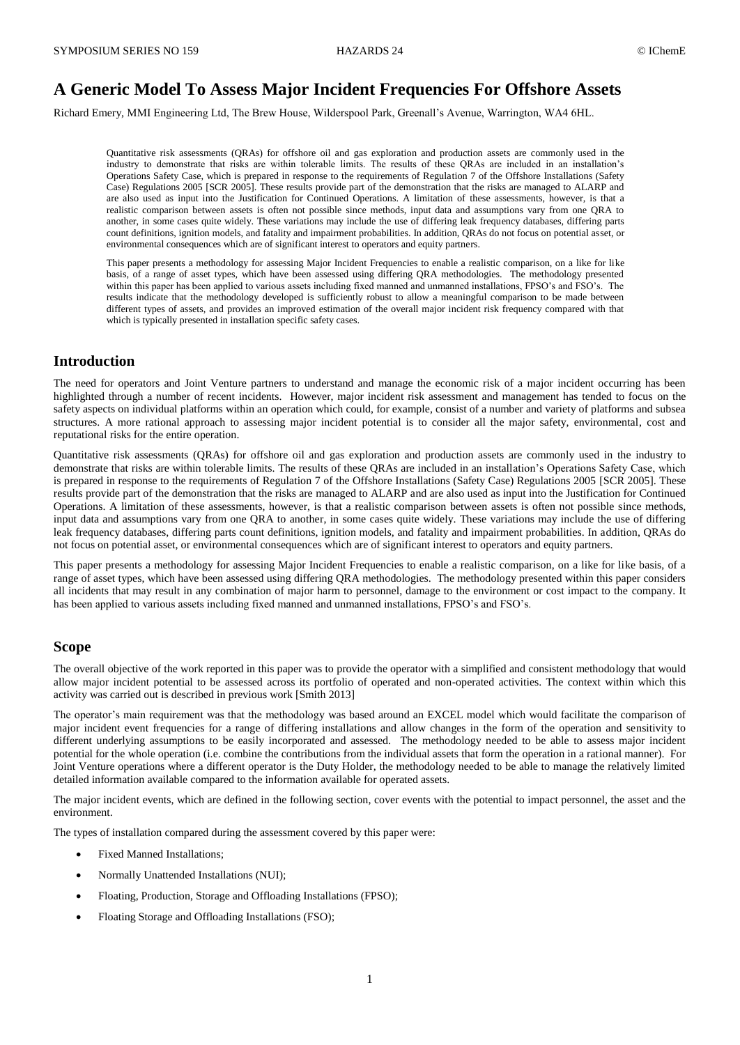# A Generic Model To Assess Major Incident Frequencies For Offshore Assets

Richard Emery, MMI Engineering Ltd, The Brew House, Wilderspool Park, Greenall's Avenue, Warrington, WA4 6HL.

Quantitative risk assessments (QRAs) for offshore oil and gas exploration and production assets are commonly used in the industry to demonstrate that risks are within tolerable limits. The results of these QRAs are included in an installation's Operations Safety Case, which is prepared in response to the requirements of Regulation 7 of the Offshore Installations (Safety Case) Regulations 2005 [SCR 2005]. These results provide part of the demonstration that the risks are managed to ALARP and are also used as input into the Justification for Continued Operations. A limitation of these assessments, however, is that a realistic comparison between assets is often not possible since methods, input data and assumptions vary from one QRA to another, in some cases quite widely. These variations may include the use of differing leak frequency databases, differing parts count definitions, ignition models, and fatality and impairment probabilities. In addition, QRAs do not focus on potential asset, or environmental consequences which are of significant interest to operators and equity partners.

This paper presents a methodology for assessing Major Incident Frequencies to enable a realistic comparison, on a like for like basis, of a range of asset types, which have been assessed using differing QRA methodologies. The methodology presented within this paper has been applied to various assets including fixed manned and unmanned installations, FPSO's and FSO's. The results indicate that the methodology developed is sufficiently robust to allow a meaningful comparison to be made between different types of assets, and provides an improved estimation of the overall major incident risk frequency compared with that which is typically presented in installation specific safety cases.

## Introduction

The need for operators and Joint Venture partners to understand and manage the economic risk of a major incident occurring has been highlighted through a number of recent incidents. However, major incident risk assessment and management has tended to focus on the safety aspects on individual platforms within an operation which could, for example, consist of a number and variety of platforms and subsea structures. A more rational approach to assessing major incident potential is to consider all the major safety, environmental, cost and reputational risks for the entire operation.

Quantitative risk assessments (QRAs) for offshore oil and gas exploration and production assets are commonly used in the industry to demonstrate that risks are within tolerable limits. The results of these QRAs are included in an installation's Operations Safety Case, which is prepared in response to the requirements of Regulation 7 of the Offshore Installations (Safety Case) Regulations 2005 [SCR 2005]. These results provide part of the demonstration that the risks are managed to ALARP and are also used as input into the Justification for Continued Operations. A limitation of these assessments, however, is that a realistic comparison between assets is often not possible since methods, input data and assumptions vary from one QRA to another, in some cases quite widely. These variations may include the use of differing leak frequency databases, differing parts count definitions, ignition models, and fatality and impairment probabilities. In addition, QRAs do not focus on potential asset, or environmental consequences which are of significant interest to operators and equity partners.

This paper presents a methodology for assessing Major Incident Frequencies to enable a realistic comparison, on a like for like basis, of a range of asset types, which have been assessed using differing QRA methodologies. The methodology presented within this paper considers all incidents that may result in any combination of major harm to personnel, damage to the environment or cost impact to the company. It has been applied to various assets including fixed manned and unmanned installations, FPSO's and FSO's.

## Scope

The overall objective of the work reported in this paper was to provide the operator with a simplified and consistent methodology that would allow major incident potential to be assessed across its portfolio of operated and non-operated activities. The context within which this activity was carried out is described in previous work [Smith 2013]

The operator's main requirement was that the methodology was based around an EXCEL model which would facilitate the comparison of major incident event frequencies for a range of differing installations and allow changes in the form of the operation and sensitivity to different underlying assumptions to be easily incorporated and assessed. The methodology needed to be able to assess major incident potential for the whole operation (i.e. combine the contributions from the individual assets that form the operation in a rational manner). For Joint Venture operations where a different operator is the Duty Holder, the methodology needed to be able to manage the relatively limited detailed information available compared to the information available for operated assets.

The major incident events, which are defined in the following section, cover events with the potential to impact personnel, the asset and the environment.

The types of installation compared during the assessment covered by this paper were:

- Fixed Manned Installations;
- Normally Unattended Installations (NUI);
- Floating, Production, Storage and Offloading Installations (FPSO);
- Floating Storage and Offloading Installations (FSO);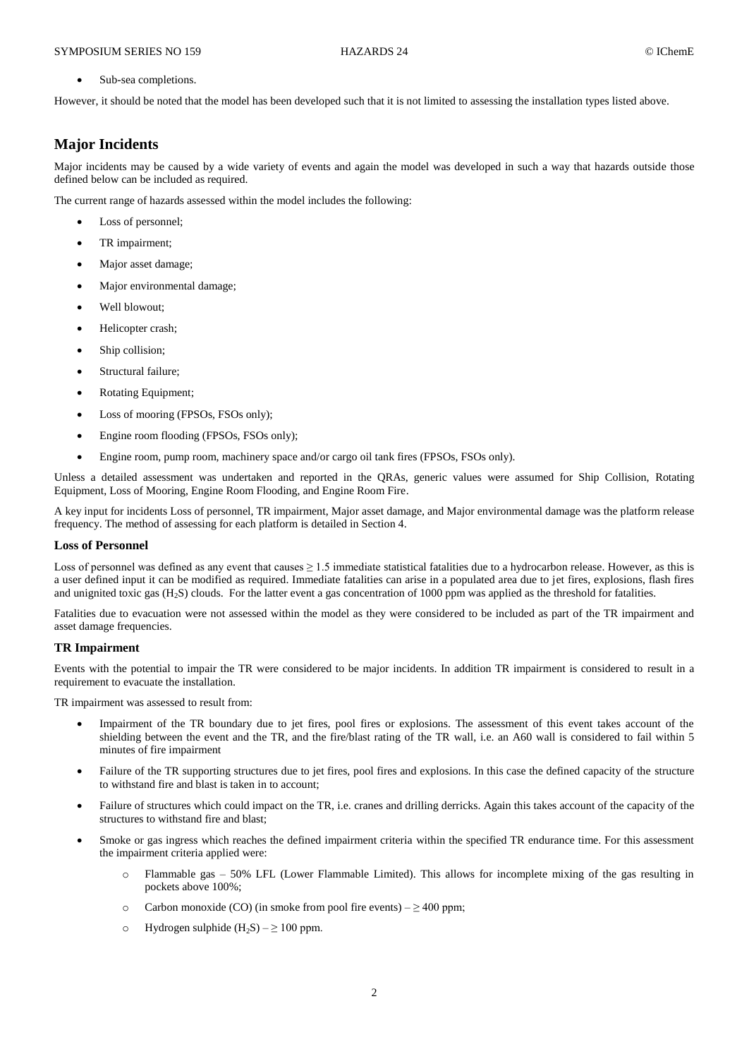- Sub-sea completions.

However, it should be noted that the model has been developed such that it is not limited to assessing the installation types listed above.

## Major Incidents

Major incidents may be caused by a wide variety of events and again the model was developed in such a way that hazards outside those defined below can be included as required.

The current range of hazards assessed within the model includes the following:

- Loss of personnel;
- TR impairment;
- Major asset damage;
- Major environmental damage;
- Well blowout;
- Helicopter crash;
- Ship collision;
- Structural failure;
- Rotating Equipment;
- Loss of mooring (FPSOs, FSOs only);
- Engine room flooding (FPSOs, FSOs only);
- Engine room, pump room, machinery space and/or cargo oil tank fires (FPSOs, FSOs only).

Unless a detailed assessment was undertaken and reported in the QRAs, generic values were assumed for Ship Collision, Rotating Equipment, Loss of Mooring, Engine Room Flooding, and Engine Room Fire.

A key input for incidents Loss of personnel, TR impairment, Major asset damage, and Major environmental damage was the platform release frequency. The method of assessing for each platform is detailed in Section 4.

### Loss of Personnel

Loss of personnel was defined as any event that causes ≥ 1.5 immediate statistical fatalities due to a hydrocarbon release. However, as this is a user defined input it can be modified as required. Immediate fatalities can arise in a populated area due to jet fires, explosions, flash fires and unignited toxic gas ($H_2S$) clouds. For the latter event a gas concentration of 1000 ppm was applied as the threshold for fatalities.

Fatalities due to evacuation were not assessed within the model as they were considered to be included as part of the TR impairment and asset damage frequencies.

### TR Impairment

Events with the potential to impair the TR were considered to be major incidents. In addition TR impairment is considered to result in a requirement to evacuate the installation.

TR impairment was assessed to result from:

- Impairment of the TR boundary due to jet fires, pool fires or explosions. The assessment of this event takes account of the shielding between the event and the TR, and the fire/blast rating of the TR wall, i.e. an A60 wall is considered to fail within 5 minutes of fire impairment
- Failure of the TR supporting structures due to jet fires, pool fires and explosions. In this case the defined capacity of the structure to withstand fire and blast is taken in to account;
- Failure of structures which could impact on the TR, i.e. cranes and drilling derricks. Again this takes account of the capacity of the structures to withstand fire and blast;
- Smoke or gas ingress which reaches the defined impairment criteria within the specified TR endurance time. For this assessment the impairment criteria applied were:
  - Flammable gas – 50% LFL (Lower Flammable Limited). This allows for incomplete mixing of the gas resulting in pockets above 100%;
  - Carbon monoxide (CO) (in smoke from pool fire events) – ≥ 400 ppm;
  - Hydrogen sulphide ($H_2S$) – ≥ 100 ppm.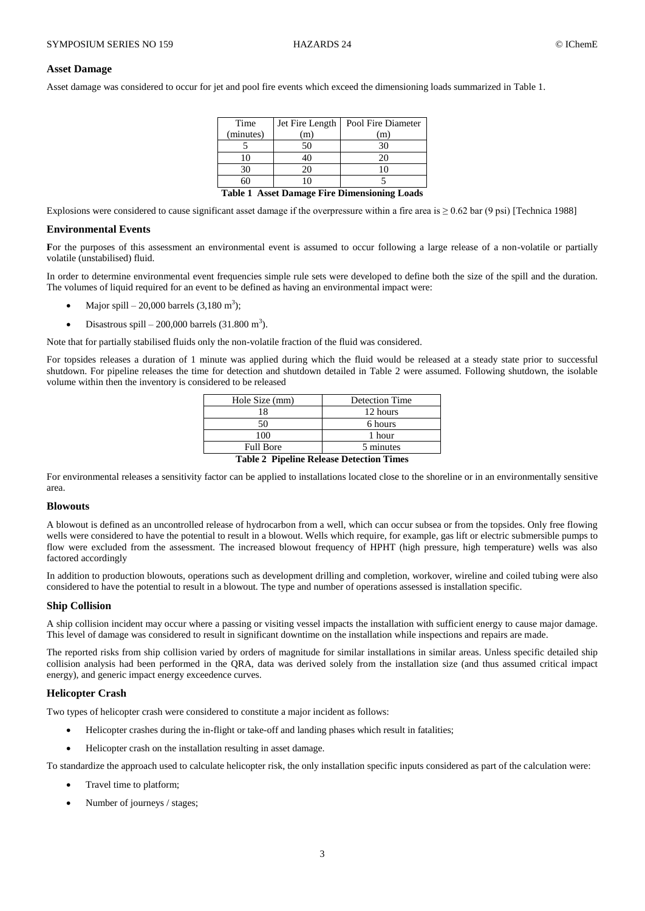## Asset Damage

Asset damage was considered to occur for jet and pool fire events which exceed the dimensioning loads summarized in Table 1.

| Time (minutes) | Jet Fire Length (m) | Pool Fire Diameter (m) |
|---|---|---|
| 5 | 50 | 30 |
| 10 | 40 | 20 |
| 30 | 20 | 10 |
| 60 | 10 | 5 |

**Table 1 Asset Damage Fire Dimensioning Loads**

Explosions were considered to cause significant asset damage if the overpressure within a fire area is ≥ 0.62 bar (9 psi) [Technica 1988]

## Environmental Events

**F**or the purposes of this assessment an environmental event is assumed to occur following a large release of a non-volatile or partially volatile (unstabilised) fluid.

In order to determine environmental event frequencies simple rule sets were developed to define both the size of the spill and the duration. The volumes of liquid required for an event to be defined as having an environmental impact were:

- Major spill – 20,000 barrels (3,180 $m^3$);
- Disastrous spill – 200,000 barrels (31.800 $m^3$).

Note that for partially stabilised fluids only the non-volatile fraction of the fluid was considered.

For topsides releases a duration of 1 minute was applied during which the fluid would be released at a steady state prior to successful shutdown. For pipeline releases the time for detection and shutdown detailed in Table 2 were assumed. Following shutdown, the isolable volume within then the inventory is considered to be released

| Hole Size (mm) | Detection Time |
|---|---|
| 18 | 12 hours |
| 50 | 6 hours |
| 100 | 1 hour |
| Full Bore | 5 minutes |

**Table 2 Pipeline Release Detection Times**

For environmental releases a sensitivity factor can be applied to installations located close to the shoreline or in an environmentally sensitive area.

## Blowouts

A blowout is defined as an uncontrolled release of hydrocarbon from a well, which can occur subsea or from the topsides. Only free flowing wells were considered to have the potential to result in a blowout. Wells which require, for example, gas lift or electric submersible pumps to flow were excluded from the assessment. The increased blowout frequency of HPHT (high pressure, high temperature) wells was also factored accordingly

In addition to production blowouts, operations such as development drilling and completion, workover, wireline and coiled tubing were also considered to have the potential to result in a blowout. The type and number of operations assessed is installation specific.

## Ship Collision

A ship collision incident may occur where a passing or visiting vessel impacts the installation with sufficient energy to cause major damage. This level of damage was considered to result in significant downtime on the installation while inspections and repairs are made.

The reported risks from ship collision varied by orders of magnitude for similar installations in similar areas. Unless specific detailed ship collision analysis had been performed in the QRA, data was derived solely from the installation size (and thus assumed critical impact energy), and generic impact energy exceedence curves.

## Helicopter Crash

Two types of helicopter crash were considered to constitute a major incident as follows:

- Helicopter crashes during the in-flight or take-off and landing phases which result in fatalities;
- Helicopter crash on the installation resulting in asset damage.

To standardize the approach used to calculate helicopter risk, the only installation specific inputs considered as part of the calculation were:

- Travel time to platform;
- Number of journeys / stages;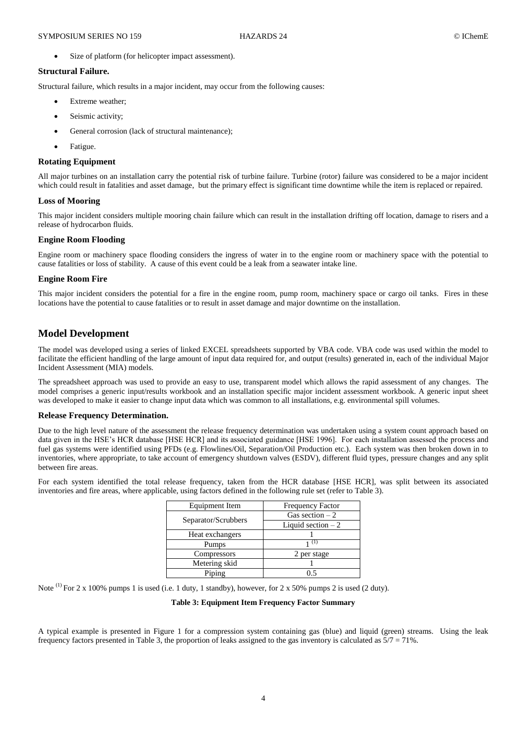- Size of platform (for helicopter impact assessment).

### Structural Failure.

Structural failure, which results in a major incident, may occur from the following causes:

- Extreme weather;
- Seismic activity;
- General corrosion (lack of structural maintenance);
- Fatigue.

### Rotating Equipment

All major turbines on an installation carry the potential risk of turbine failure. Turbine (rotor) failure was considered to be a major incident which could result in fatalities and asset damage, but the primary effect is significant time downtime while the item is replaced or repaired.

### Loss of Mooring

This major incident considers multiple mooring chain failure which can result in the installation drifting off location, damage to risers and a release of hydrocarbon fluids.

### Engine Room Flooding

Engine room or machinery space flooding considers the ingress of water in to the engine room or machinery space with the potential to cause fatalities or loss of stability. A cause of this event could be a leak from a seawater intake line.

### Engine Room Fire

This major incident considers the potential for a fire in the engine room, pump room, machinery space or cargo oil tanks. Fires in these locations have the potential to cause fatalities or to result in asset damage and major downtime on the installation.

## Model Development

The model was developed using a series of linked EXCEL spreadsheets supported by VBA code. VBA code was used within the model to facilitate the efficient handling of the large amount of input data required for, and output (results) generated in, each of the individual Major Incident Assessment (MIA) models.

The spreadsheet approach was used to provide an easy to use, transparent model which allows the rapid assessment of any changes. The model comprises a generic input/results workbook and an installation specific major incident assessment workbook. A generic input sheet was developed to make it easier to change input data which was common to all installations, e.g. environmental spill volumes.

### Release Frequency Determination.

Due to the high level nature of the assessment the release frequency determination was undertaken using a system count approach based on data given in the HSE's HCR database [HSE HCR] and its associated guidance [HSE 1996]. For each installation assessed the process and fuel gas systems were identified using PFDs (e.g. Flowlines/Oil, Separation/Oil Production etc.). Each system was then broken down in to inventories, where appropriate, to take account of emergency shutdown valves (ESDV), different fluid types, pressure changes and any split between fire areas.

For each system identified the total release frequency, taken from the HCR database [HSE HCR], was split between its associated inventories and fire areas, where applicable, using factors defined in the following rule set (refer to Table 3).

| Equipment Item | Frequency Factor |
| --- | --- |
| Separator/Scrubbers | Gas section – 2 |
| | Liquid section – 2 |
| Heat exchangers | 1 |
| Pumps | 1 [(1)] |
| Compressors | 2 per stage |
| Metering skid | 1 |
| Piping | 0.5 |

Note [(1)] For 2 x 100% pumps 1 is used (i.e. 1 duty, 1 standby), however, for 2 x 50% pumps 2 is used (2 duty).

**Table 3: Equipment Item Frequency Factor Summary**

A typical example is presented in Figure 1 for a compression system containing gas (blue) and liquid (green) streams. Using the leak frequency factors presented in Table 3, the proportion of leaks assigned to the gas inventory is calculated as $5/7 = 71\%$.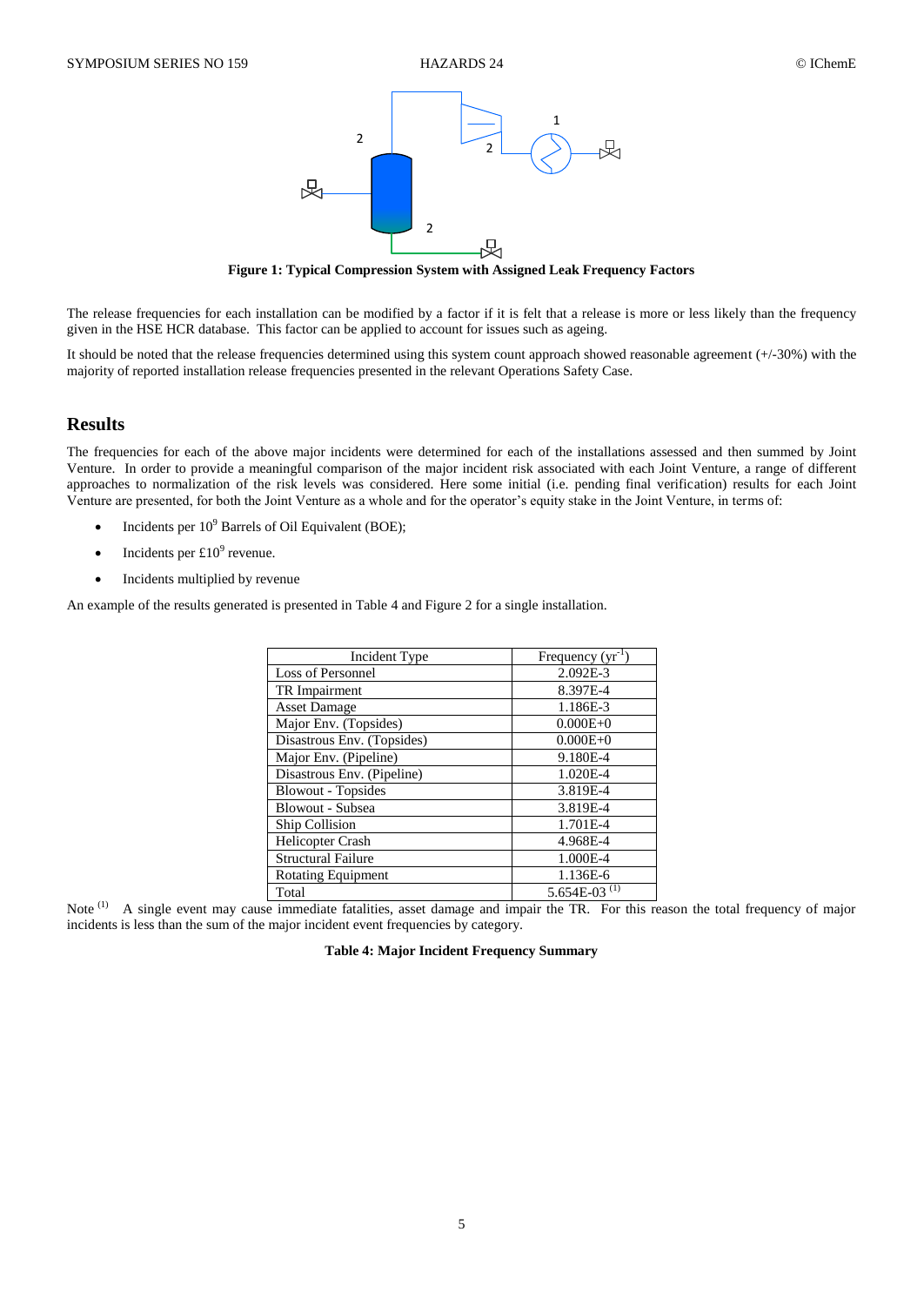1

2

2

2

**Figure 1: Typical Compression System with Assigned Leak Frequency Factors**

The release frequencies for each installation can be modified by a factor if it is felt that a release is more or less likely than the frequency given in the HSE HCR database. This factor can be applied to account for issues such as ageing.

It should be noted that the release frequencies determined using this system count approach showed reasonable agreement (+/-30%) with the majority of reported installation release frequencies presented in the relevant Operations Safety Case.

## Results

The frequencies for each of the above major incidents were determined for each of the installations assessed and then summed by Joint Venture. In order to provide a meaningful comparison of the major incident risk associated with each Joint Venture, a range of different approaches to normalization of the risk levels was considered. Here some initial (i.e. pending final verification) results for each Joint Venture are presented, for both the Joint Venture as a whole and for the operator's equity stake in the Joint Venture, in terms of:

- Incidents per $10^9$ Barrels of Oil Equivalent (BOE);
- Incidents per £$10^9$ revenue.
- Incidents multiplied by revenue

An example of the results generated is presented in Table 4 and Figure 2 for a single installation.

| Incident Type | Frequency ($yr^{-1}$) |
|---|---|
| Loss of Personnel | 2.092E-3 |
| TR Impairment | 8.397E-4 |
| Asset Damage | 1.186E-3 |
| Major Env. (Topsides) | 0.000E+0 |
| Disastrous Env. (Topsides) | 0.000E+0 |
| Major Env. (Pipeline) | 9.180E-4 |
| Disastrous Env. (Pipeline) | 1.020E-4 |
| Blowout - Topsides | 3.819E-4 |
| Blowout - Subsea | 3.819E-4 |
| Ship Collision | 1.701E-4 |
| Helicopter Crash | 4.968E-4 |
| Structural Failure | 1.000E-4 |
| Rotating Equipment | 1.136E-6 |
| Total | 5.654E-03 [(1)] |

Note [(1)] A single event may cause immediate fatalities, asset damage and impair the TR. For this reason the total frequency of major incidents is less than the sum of the major incident event frequencies by category.

**Table 4: Major Incident Frequency Summary**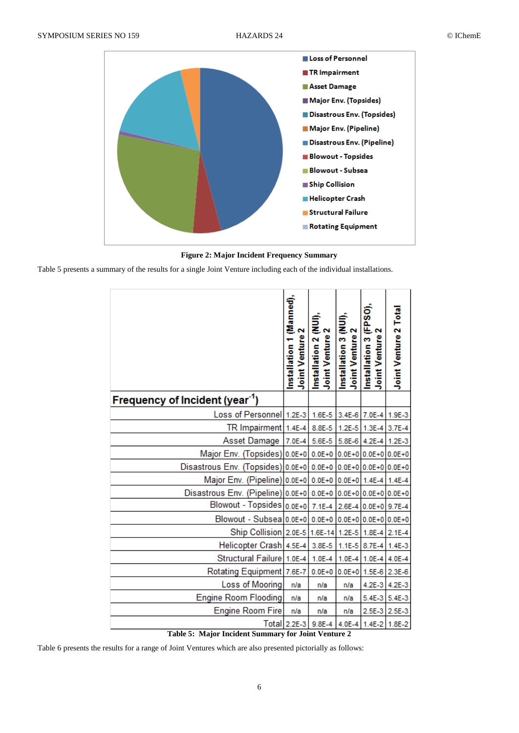Loss of Personnel
TR Impairment
Asset Damage
Major Env. (Topsides)
Disastrous Env. (Topsides)
Major Env. (Pipeline)
Disastrous Env. (Pipeline)
Blowout - Topsides
Blowout - Subsea
Ship Collision
Helicopter Crash
Structural Failure
Rotating Equipment

**Figure 2: Major Incident Frequency Summary**

Table 5 presents a summary of the results for a single Joint Venture including each of the individual installations.

| Frequency of Incident (year$^{-1}$) | Installation 1 (Manned), Joint Venture 2 | Installation 2 (NUI), Joint Venture 2 | Installation 3 (NUI), Joint Venture 2 | Installation 3 (FPSO), Joint Venture 2 | Joint Venture 2 Total |
|---|---|---|---|---|---|
| Loss of Personnel | 1.2E-3 | 1.6E-5 | 3.4E-6 | 7.0E-4 | 1.9E-3 |
| TR Impairment | 1.4E-4 | 8.8E-5 | 1.2E-5 | 1.3E-4 | 3.7E-4 |
| Asset Damage | 7.0E-4 | 5.6E-5 | 5.8E-6 | 4.2E-4 | 1.2E-3 |
| Major Env. (Topsides) | 0.0E+0 | 0.0E+0 | 0.0E+0 | 0.0E+0 | 0.0E+0 |
| Disastrous Env. (Topsides) | 0.0E+0 | 0.0E+0 | 0.0E+0 | 0.0E+0 | 0.0E+0 |
| Major Env. (Pipeline) | 0.0E+0 | 0.0E+0 | 0.0E+0 | 1.4E-4 | 1.4E-4 |
| Disastrous Env. (Pipeline) | 0.0E+0 | 0.0E+0 | 0.0E+0 | 0.0E+0 | 0.0E+0 |
| Blowout - Topsides | 0.0E+0 | 7.1E-4 | 2.6E-4 | 0.0E+0 | 9.7E-4 |
| Blowout - Subsea | 0.0E+0 | 0.0E+0 | 0.0E+0 | 0.0E+0 | 0.0E+0 |
| Ship Collision | 2.0E-5 | 1.6E-14 | 1.2E-5 | 1.8E-4 | 2.1E-4 |
| Helicopter Crash | 4.5E-4 | 3.8E-5 | 1.1E-5 | 8.7E-4 | 1.4E-3 |
| Structural Failure | 1.0E-4 | 1.0E-4 | 1.0E-4 | 1.0E-4 | 4.0E-4 |
| Rotating Equipment | 7.6E-7 | 0.0E+0 | 0.0E+0 | 1.5E-6 | 2.3E-6 |
| Loss of Mooring | n/a | n/a | n/a | 4.2E-3 | 4.2E-3 |
| Engine Room Flooding | n/a | n/a | n/a | 5.4E-3 | 5.4E-3 |
| Engine Room Fire | n/a | n/a | n/a | 2.5E-3 | 2.5E-3 |
| Total | 2.2E-3 | 9.8E-4 | 4.0E-4 | 1.4E-2 | 1.8E-2 |

**Table 5: Major Incident Summary for Joint Venture 2**

Table 6 presents the results for a range of Joint Ventures which are also presented pictorially as follows: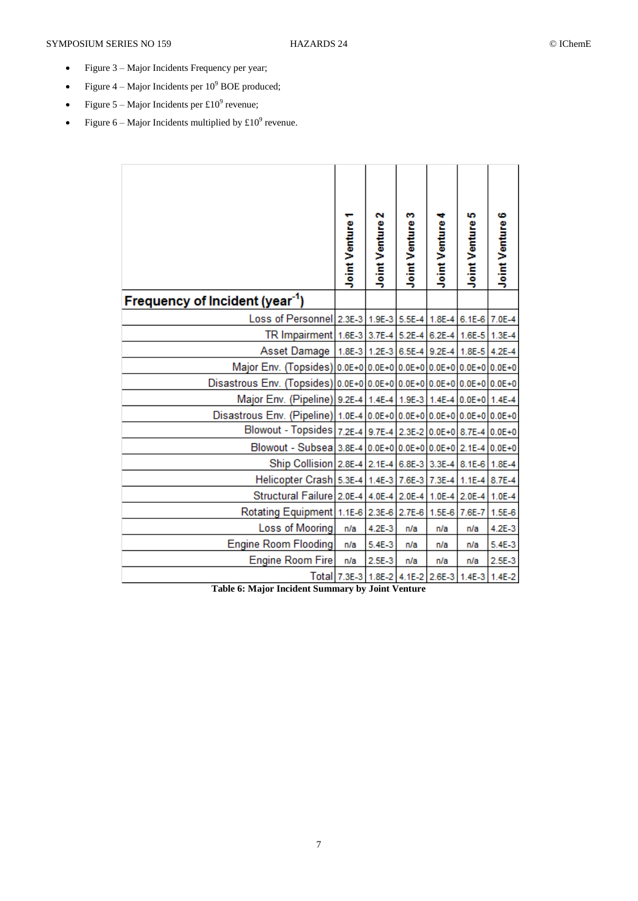- Figure 3 – Major Incidents Frequency per year;
- Figure 4 – Major Incidents per $10^9$ BOE produced;
- Figure 5 – Major Incidents per £$10^9$ revenue;
- Figure 6 – Major Incidents multiplied by £$10^9$ revenue.

| Frequency of Incident (year$^{-1}$) | Joint Venture 1 | Joint Venture 2 | Joint Venture 3 | Joint Venture 4 | Joint Venture 5 | Joint Venture 6 |
|---|---|---|---|---|---|---|
| Loss of Personnel | 2.3E-3 | 1.9E-3 | 5.5E-4 | 1.8E-4 | 6.1E-6 | 7.0E-4 |
| TR Impairment | 1.6E-3 | 3.7E-4 | 5.2E-4 | 6.2E-4 | 1.6E-5 | 1.3E-4 |
| Asset Damage | 1.8E-3 | 1.2E-3 | 6.5E-4 | 9.2E-4 | 1.8E-5 | 4.2E-4 |
| Major Env. (Topsides) | 0.0E+0 | 0.0E+0 | 0.0E+0 | 0.0E+0 | 0.0E+0 | 0.0E+0 |
| Disastrous Env. (Topsides) | 0.0E+0 | 0.0E+0 | 0.0E+0 | 0.0E+0 | 0.0E+0 | 0.0E+0 |
| Major Env. (Pipeline) | 9.2E-4 | 1.4E-4 | 1.9E-3 | 1.4E-4 | 0.0E+0 | 1.4E-4 |
| Disastrous Env. (Pipeline) | 1.0E-4 | 0.0E+0 | 0.0E+0 | 0.0E+0 | 0.0E+0 | 0.0E+0 |
| Blowout - Topsides | 7.2E-4 | 9.7E-4 | 2.3E-2 | 0.0E+0 | 8.7E-4 | 0.0E+0 |
| Blowout - Subsea | 3.8E-4 | 0.0E+0 | 0.0E+0 | 0.0E+0 | 2.1E-4 | 0.0E+0 |
| Ship Collision | 2.8E-4 | 2.1E-4 | 6.8E-3 | 3.3E-4 | 8.1E-6 | 1.8E-4 |
| Helicopter Crash | 5.3E-4 | 1.4E-3 | 7.6E-3 | 7.3E-4 | 1.1E-4 | 8.7E-4 |
| Structural Failure | 2.0E-4 | 4.0E-4 | 2.0E-4 | 1.0E-4 | 2.0E-4 | 1.0E-4 |
| Rotating Equipment | 1.1E-6 | 2.3E-6 | 2.7E-6 | 1.5E-6 | 7.6E-7 | 1.5E-6 |
| Loss of Mooring | n/a | 4.2E-3 | n/a | n/a | n/a | 4.2E-3 |
| Engine Room Flooding | n/a | 5.4E-3 | n/a | n/a | n/a | 5.4E-3 |
| Engine Room Fire | n/a | 2.5E-3 | n/a | n/a | n/a | 2.5E-3 |
| Total | 7.3E-3 | 1.8E-2 | 4.1E-2 | 2.6E-3 | 1.4E-3 | 1.4E-2 |

**Table 6: Major Incident Summary by Joint Venture**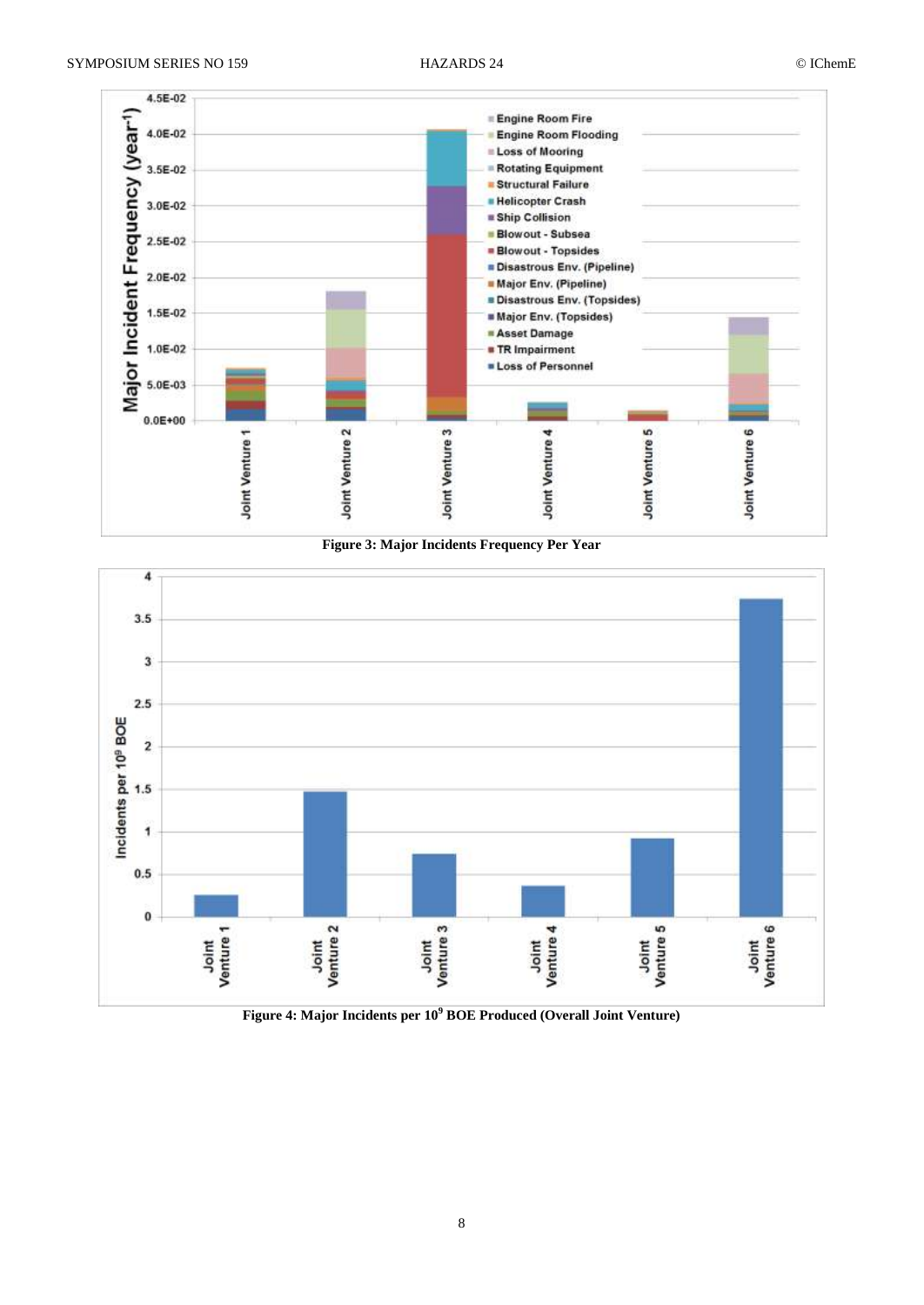Major Incident Frequency (year$^{-1}$)

4.5E-02
4.0E-02
3.5E-02
3.0E-02
2.5E-02
2.0E-02
1.5E-02
1.0E-02
5.0E-03
0.0E+00

Engine Room Fire
Engine Room Flooding
Loss of Mooring
Rotating Equipment
Structural Failure
Helicopter Crash
Ship Collision
Blowout - Subsea
Blowout - Topsides
Disastrous Env. (Pipeline)
Major Env. (Pipeline)
Disastrous Env. (Topsides)
Major Env. (Topsides)
Asset Damage
TR Impairment
Loss of Personnel

Joint Venture 1
Joint Venture 2
Joint Venture 3
Joint Venture 4
Joint Venture 5
Joint Venture 6

**Figure 3: Major Incidents Frequency Per Year**

Incidents per $10^9$ BOE

4
3.5
3
2.5
2
1.5
1
0.5
0

Joint Venture 1
Joint Venture 2
Joint Venture 3
Joint Venture 4
Joint Venture 5
Joint Venture 6

**Figure 4: Major Incidents per $10^9$ BOE Produced (Overall Joint Venture)**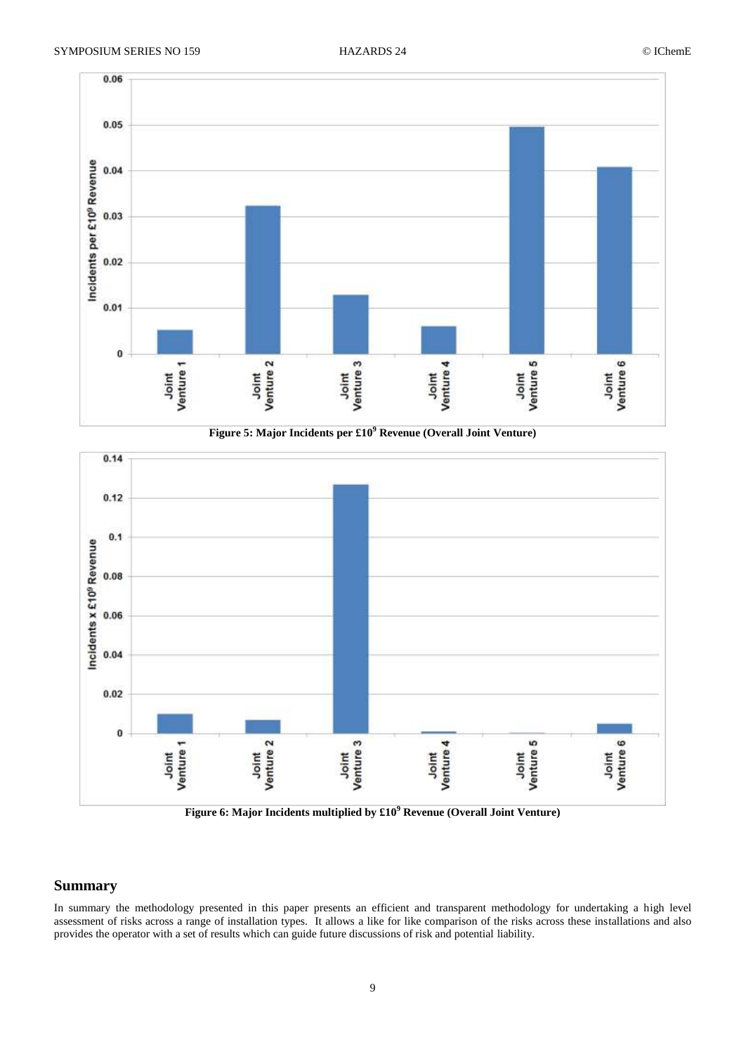Incidents per £$10^9$ Revenue

0.06

0.05

0.04

0.03

0.02

0.01

0

Joint Venture 1

Joint Venture 2

Joint Venture 3

Joint Venture 4

Joint Venture 5

Joint Venture 6

**Figure 5: Major Incidents per £$10^9$ Revenue (Overall Joint Venture)**

Incidents x £$10^9$ Revenue

0.14

0.12

0.1

0.08

0.06

0.04

0.02

0

Joint Venture 1

Joint Venture 2

Joint Venture 3

Joint Venture 4

Joint Venture 5

Joint Venture 6

**Figure 6: Major Incidents multiplied by £$10^9$ Revenue (Overall Joint Venture)**

## Summary

In summary the methodology presented in this paper presents an efficient and transparent methodology for undertaking a high level assessment of risks across a range of installation types. It allows a like for like comparison of the risks across these installations and also provides the operator with a set of results which can guide future discussions of risk and potential liability.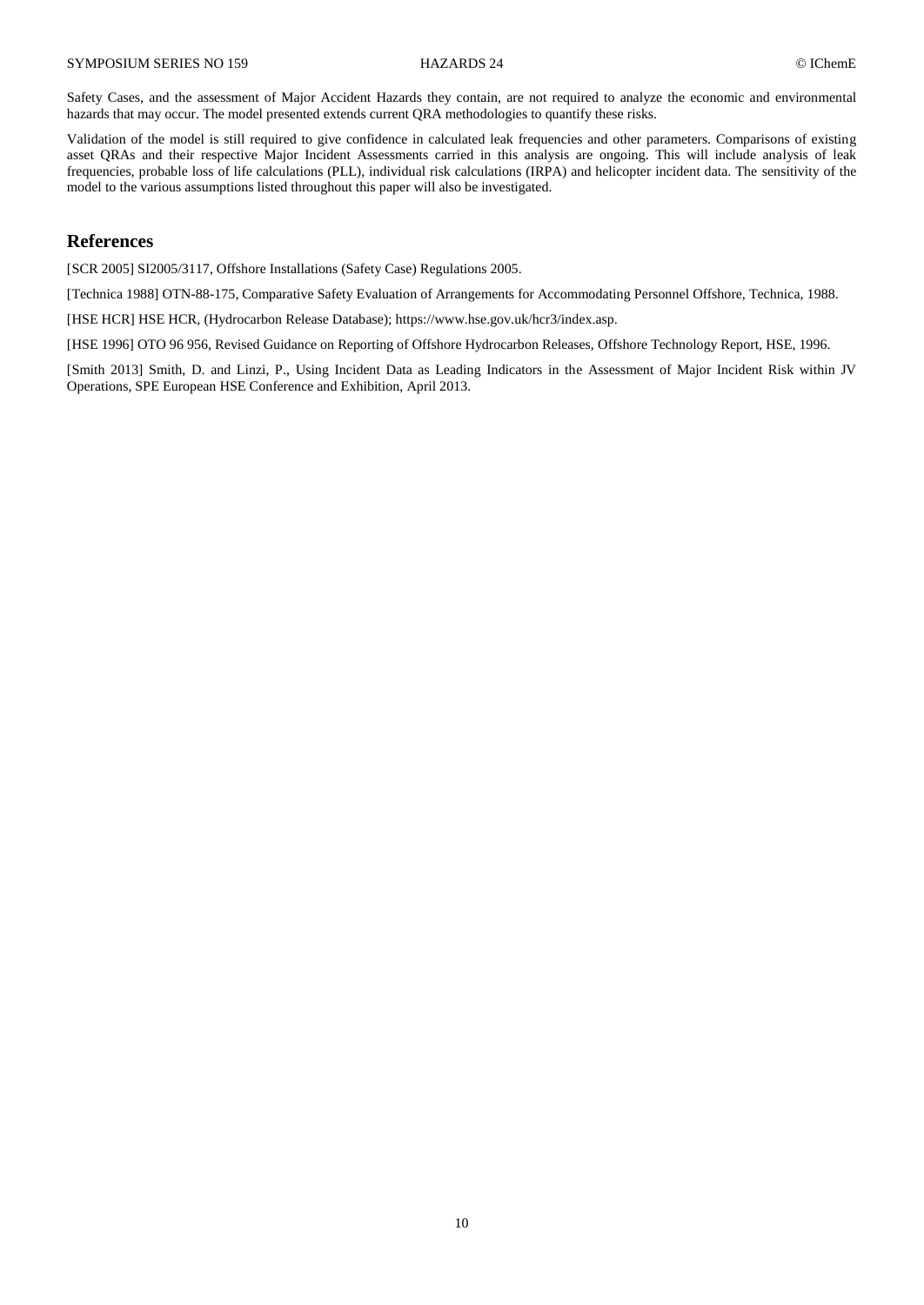Safety Cases, and the assessment of Major Accident Hazards they contain, are not required to analyze the economic and environmental hazards that may occur. The model presented extends current QRA methodologies to quantify these risks.

Validation of the model is still required to give confidence in calculated leak frequencies and other parameters. Comparisons of existing asset QRAs and their respective Major Incident Assessments carried in this analysis are ongoing. This will include analysis of leak frequencies, probable loss of life calculations (PLL), individual risk calculations (IRPA) and helicopter incident data. The sensitivity of the model to the various assumptions listed throughout this paper will also be investigated.

## References

[SCR 2005] SI2005/3117, Offshore Installations (Safety Case) Regulations 2005.

[Technica 1988] OTN-88-175, Comparative Safety Evaluation of Arrangements for Accommodating Personnel Offshore, Technica, 1988.

[HSE HCR] HSE HCR, (Hydrocarbon Release Database); https://www.hse.gov.uk/hcr3/index.asp.

[HSE 1996] OTO 96 956, Revised Guidance on Reporting of Offshore Hydrocarbon Releases, Offshore Technology Report, HSE, 1996.

[Smith 2013] Smith, D. and Linzi, P., Using Incident Data as Leading Indicators in the Assessment of Major Incident Risk within JV Operations, SPE European HSE Conference and Exhibition, April 2013.